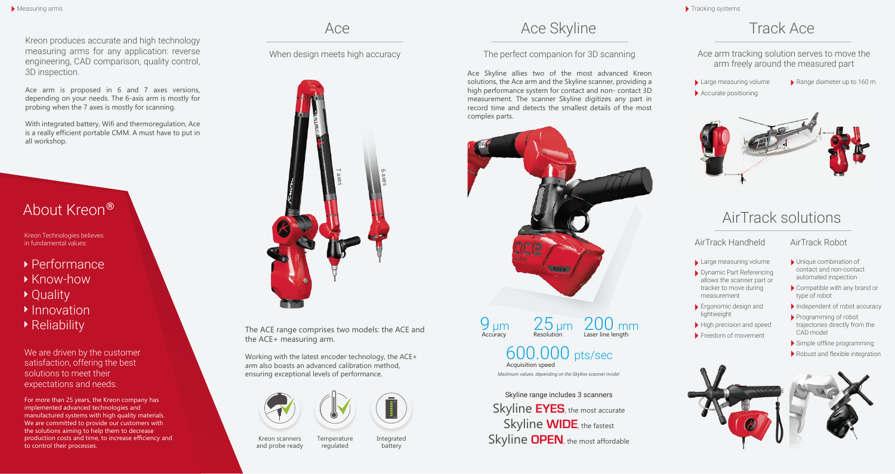Measuring arms

Kreon produces accurate and high technology measuring arms for any application: reverse engineering, CAD comparison, quality control, 3D inspection.

Ace arm is proposed in 6 and 7 axes versions, depending on your needs. The 6-axis arm is mostly for probing when the 7 axes is mostly for scanning.

With integrated battery, Wifi and thermoregulation, Ace is a really efficient portable CMM. A must have to put in all workshop.

## About Kreon®

Kreon Technologies believes in fundamental values:

- Performance
- Know-how
- Quality
- Innovation
- Reliability

We are driven by the customer satisfaction, offering the best solutions to meet their expectations and needs.

For more than 25 years, the Kreon company has implemented advanced technologies and manufactured systems with high quality materials. We are committed to provide our customers with the solutions aiming to help them to decrease production costs and time, to increase efficiency and to control their processes.

## Ace

When design meets high accuracy

7 axes

6 axes

The ACE range comprises two models: the ACE and the ACE+ measuring arm.

Working with the latest encoder technology, the ACE+ arm also boasts an advanced calibration method, ensuring exceptional levels of performance.

Kreon scanners and probe ready

Temperature regulated

Integrated battery

## Ace Skyline

The perfect companion for 3D scanning

Ace Skyline allies two of the most advanced Kreon solutions, the Ace arm and the Skyline scanner, providing a high performance system for contact and non- contact 3D measurement. The scanner Skyline digitizes any part in record time and detects the smallest details of the most complex parts.

9 µm Accuracy

25 µm Resolution

200 mm Laser line length

600.000 pts/sec Acquisition speed

*Maximum values, depending on the Skyline scanner model*

Skyline range includes 3 scanners

Skyline **EYES**, the most accurate

Skyline **WIDE**, the fastest

Skyline **OPEN**, the most affordable

Tracking systems

## Track Ace

Ace arm tracking solution serves to move the arm freely around the measured part

- Large measuring volume
- Range diameter up to 160 m
- Accurate positioning

## AirTrack solutions

### AirTrack Handheld

- Large measuring volume
- Dynamic Part Referencing allows the scanner part or tracker to move during measurement
- Ergonomic design and lightweight
- High precision and speed
- Freedom of movement

### AirTrack Robot

- Unique combination of contact and non-contact automated inspection
- Compatible with any brand or type of robot
- Independent of robot accuracy
- Programming of robot trajectories directly from the CAD model
- Simple offline programming
- Robust and flexible integration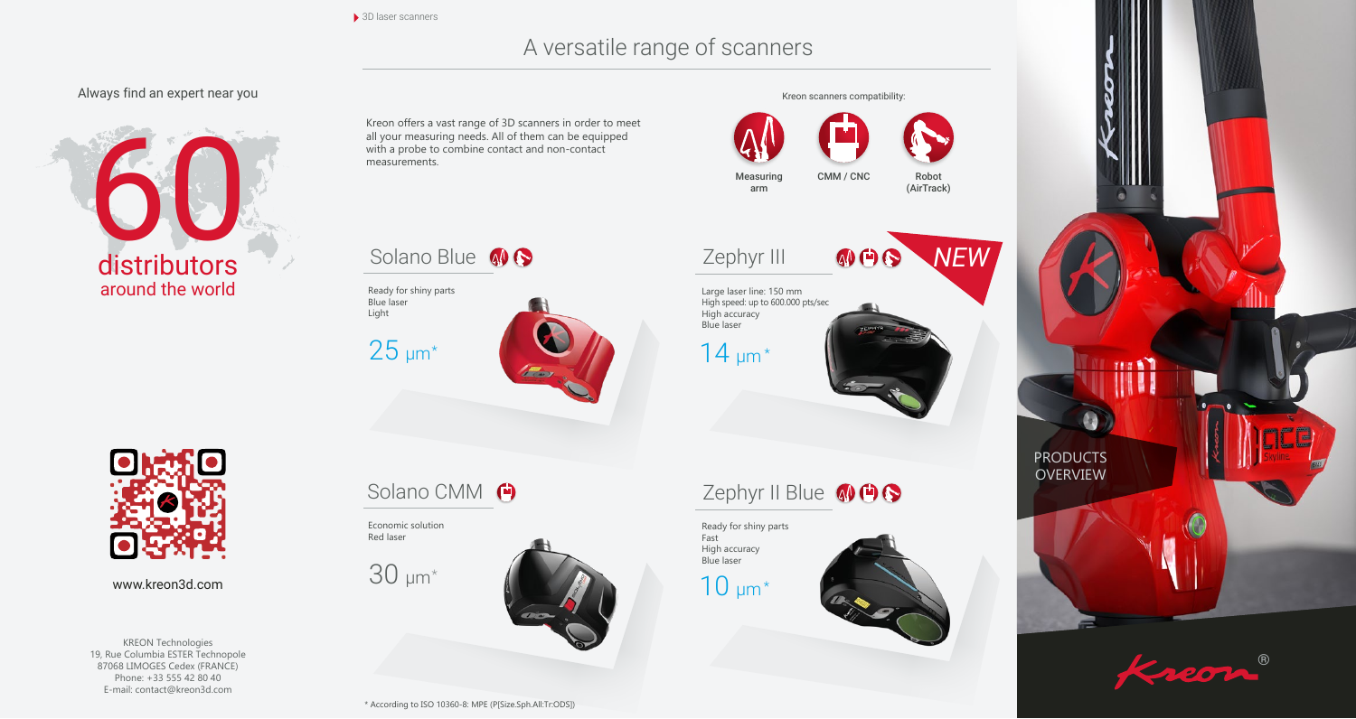Always find an expert near you

# 60 distributors around the world

www.kreon3d.com

KREON Technologies
19, Rue Columbia ESTER Technopole
87068 LIMOGES Cedex (FRANCE)
Phone: +33 555 42 80 40
E-mail: contact@kreon3d.com

3D laser scanners

# A versatile range of scanners

Kreon offers a vast range of 3D scanners in order to meet all your measuring needs. All of them can be equipped with a probe to combine contact and non-contact measurements.

Kreon scanners compatibility:

- Measuring arm
- CMM / CNC
- Robot (AirTrack)

## Solano Blue

Ready for shiny parts
Blue laser
Light

25 µm*

## Zephyr III

*NEW*

Large laser line: 150 mm
High speed: up to 600.000 pts/sec
High accuracy
Blue laser

14 µm*

## Solano CMM

Economic solution
Red laser

30 µm*

## Zephyr II Blue

Ready for shiny parts
Fast
High accuracy
Blue laser

10 µm*

* According to ISO 10360-8: MPE (P[Size.Sph.All:Tr:ODS])

PRODUCTS OVERVIEW

Kreon®